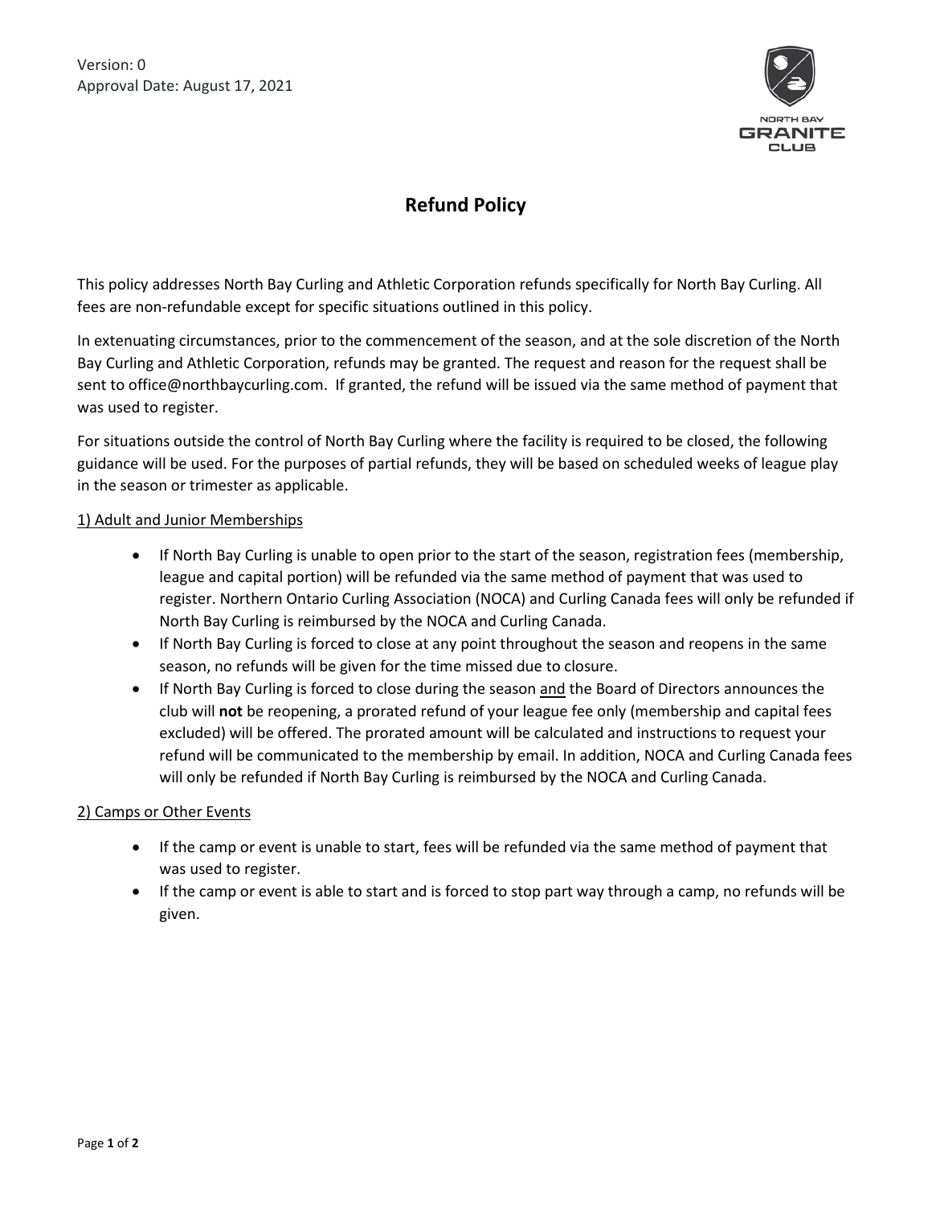Version: 0
Approval Date: August 17, 2021

# Refund Policy

This policy addresses North Bay Curling and Athletic Corporation refunds specifically for North Bay Curling. All fees are non-refundable except for specific situations outlined in this policy.

In extenuating circumstances, prior to the commencement of the season, and at the sole discretion of the North Bay Curling and Athletic Corporation, refunds may be granted. The request and reason for the request shall be sent to office@northbaycurling.com. If granted, the refund will be issued via the same method of payment that was used to register.

For situations outside the control of North Bay Curling where the facility is required to be closed, the following guidance will be used. For the purposes of partial refunds, they will be based on scheduled weeks of league play in the season or trimester as applicable.

<u>1) Adult and Junior Memberships</u>

- If North Bay Curling is unable to open prior to the start of the season, registration fees (membership, league and capital portion) will be refunded via the same method of payment that was used to register. Northern Ontario Curling Association (NOCA) and Curling Canada fees will only be refunded if North Bay Curling is reimbursed by the NOCA and Curling Canada.
- If North Bay Curling is forced to close at any point throughout the season and reopens in the same season, no refunds will be given for the time missed due to closure.
- If North Bay Curling is forced to close during the season <u>and</u> the Board of Directors announces the club will **not** be reopening, a prorated refund of your league fee only (membership and capital fees excluded) will be offered. The prorated amount will be calculated and instructions to request your refund will be communicated to the membership by email. In addition, NOCA and Curling Canada fees will only be refunded if North Bay Curling is reimbursed by the NOCA and Curling Canada.

<u>2) Camps or Other Events</u>

- If the camp or event is unable to start, fees will be refunded via the same method of payment that was used to register.
- If the camp or event is able to start and is forced to stop part way through a camp, no refunds will be given.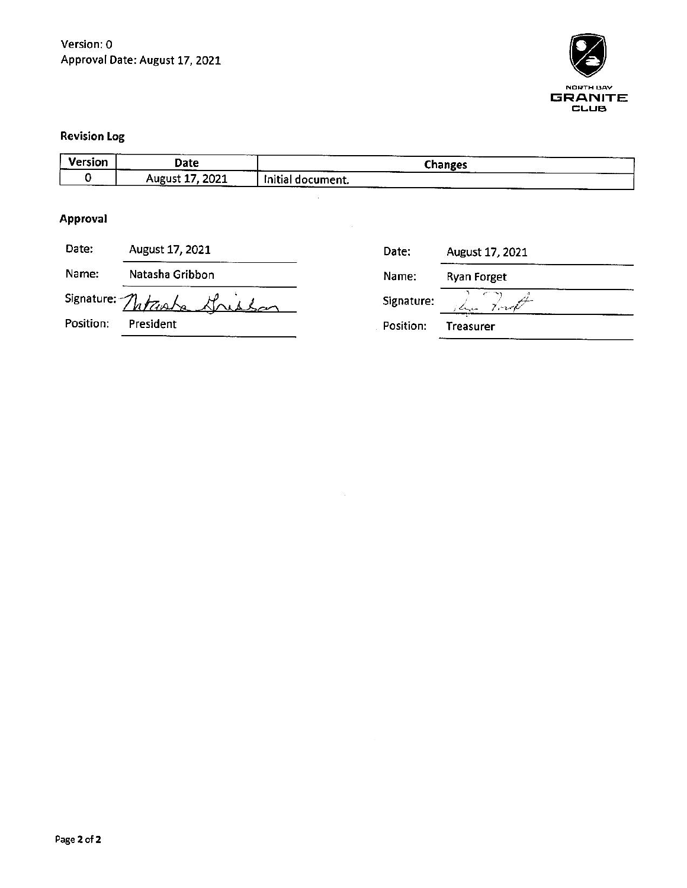Version: 0
Approval Date: August 17, 2021

NORTH BAY
GRANITE
CLUB

## Revision Log

| Version | Date | Changes |
|---|---|---|
| 0 | August 17, 2021 | Initial document. |

## Approval

| | | | |
|---|---|---|---|
| Date: | August 17, 2021 | Date: | August 17, 2021 |
| Name: | Natasha Gribbon | Name: | Ryan Forget |
| Signature: | Natasha Gribbon | Signature: | Ryan Forget |
| Position: | President | Position: | Treasurer |